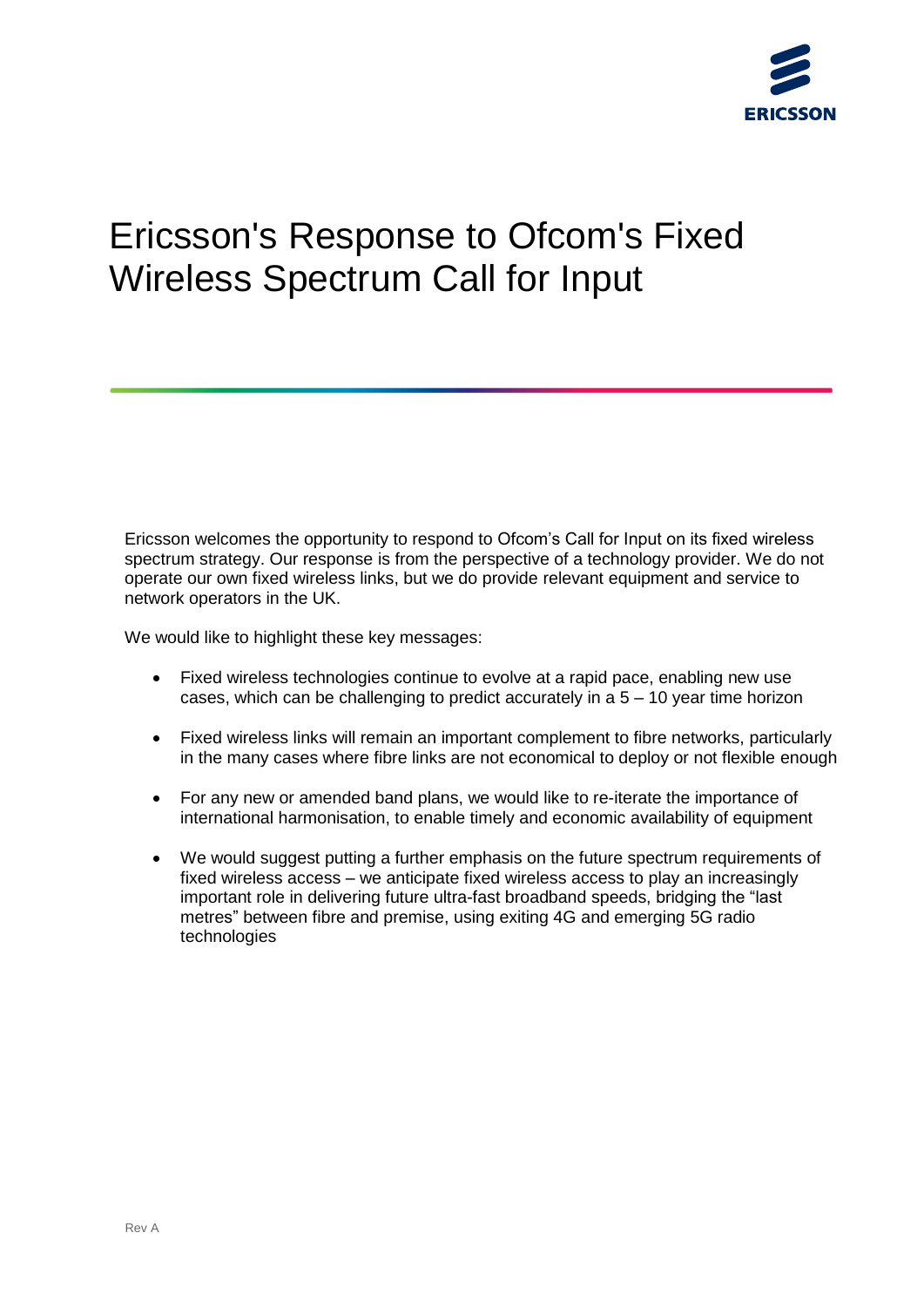# Ericsson's Response to Ofcom's Fixed Wireless Spectrum Call for Input

Ericsson welcomes the opportunity to respond to Ofcom's Call for Input on its fixed wireless spectrum strategy. Our response is from the perspective of a technology provider. We do not operate our own fixed wireless links, but we do provide relevant equipment and service to network operators in the UK.

We would like to highlight these key messages:

- Fixed wireless technologies continue to evolve at a rapid pace, enabling new use cases, which can be challenging to predict accurately in a 5 – 10 year time horizon
- Fixed wireless links will remain an important complement to fibre networks, particularly in the many cases where fibre links are not economical to deploy or not flexible enough
- For any new or amended band plans, we would like to re-iterate the importance of international harmonisation, to enable timely and economic availability of equipment
- We would suggest putting a further emphasis on the future spectrum requirements of fixed wireless access – we anticipate fixed wireless access to play an increasingly important role in delivering future ultra-fast broadband speeds, bridging the "last metres" between fibre and premise, using exiting 4G and emerging 5G radio technologies

Rev A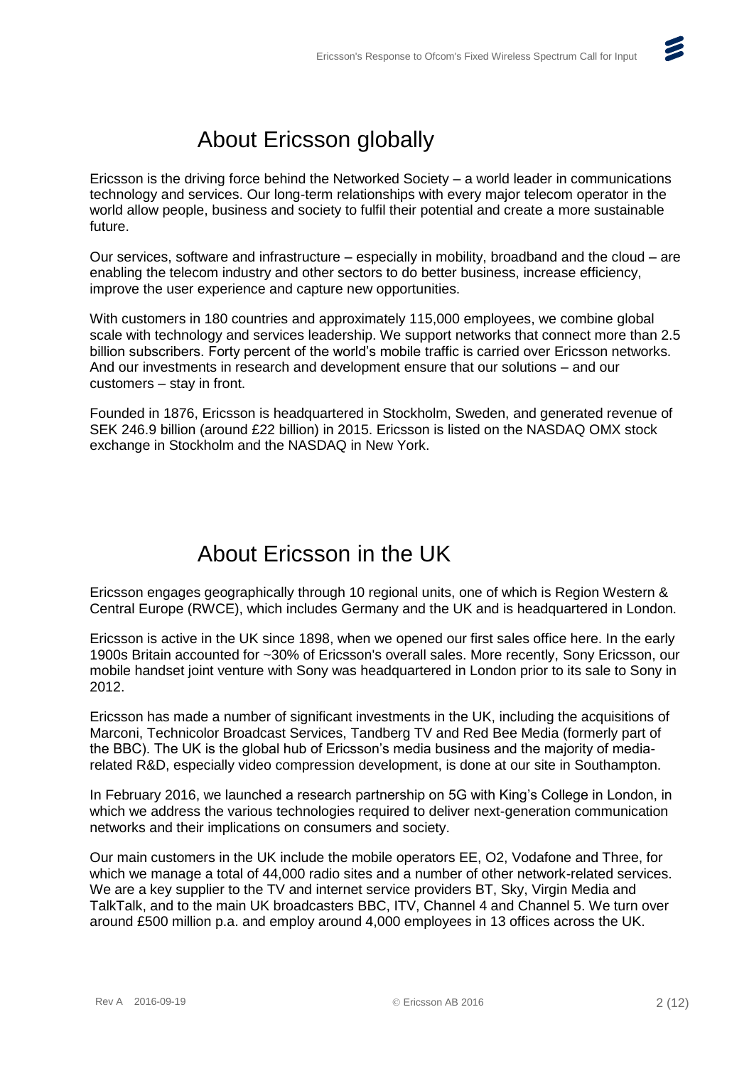# About Ericsson globally

Ericsson is the driving force behind the Networked Society – a world leader in communications technology and services. Our long-term relationships with every major telecom operator in the world allow people, business and society to fulfil their potential and create a more sustainable future.

Our services, software and infrastructure – especially in mobility, broadband and the cloud – are enabling the telecom industry and other sectors to do better business, increase efficiency, improve the user experience and capture new opportunities.

With customers in 180 countries and approximately 115,000 employees, we combine global scale with technology and services leadership. We support networks that connect more than 2.5 billion subscribers. Forty percent of the world's mobile traffic is carried over Ericsson networks. And our investments in research and development ensure that our solutions – and our customers – stay in front.

Founded in 1876, Ericsson is headquartered in Stockholm, Sweden, and generated revenue of SEK 246.9 billion (around £22 billion) in 2015. Ericsson is listed on the NASDAQ OMX stock exchange in Stockholm and the NASDAQ in New York.

# About Ericsson in the UK

Ericsson engages geographically through 10 regional units, one of which is Region Western & Central Europe (RWCE), which includes Germany and the UK and is headquartered in London.

Ericsson is active in the UK since 1898, when we opened our first sales office here. In the early 1900s Britain accounted for ~30% of Ericsson's overall sales. More recently, Sony Ericsson, our mobile handset joint venture with Sony was headquartered in London prior to its sale to Sony in 2012.

Ericsson has made a number of significant investments in the UK, including the acquisitions of Marconi, Technicolor Broadcast Services, Tandberg TV and Red Bee Media (formerly part of the BBC). The UK is the global hub of Ericsson's media business and the majority of media-related R&D, especially video compression development, is done at our site in Southampton.

In February 2016, we launched a research partnership on 5G with King's College in London, in which we address the various technologies required to deliver next-generation communication networks and their implications on consumers and society.

Our main customers in the UK include the mobile operators EE, O2, Vodafone and Three, for which we manage a total of 44,000 radio sites and a number of other network-related services. We are a key supplier to the TV and internet service providers BT, Sky, Virgin Media and TalkTalk, and to the main UK broadcasters BBC, ITV, Channel 4 and Channel 5. We turn over around £500 million p.a. and employ around 4,000 employees in 13 offices across the UK.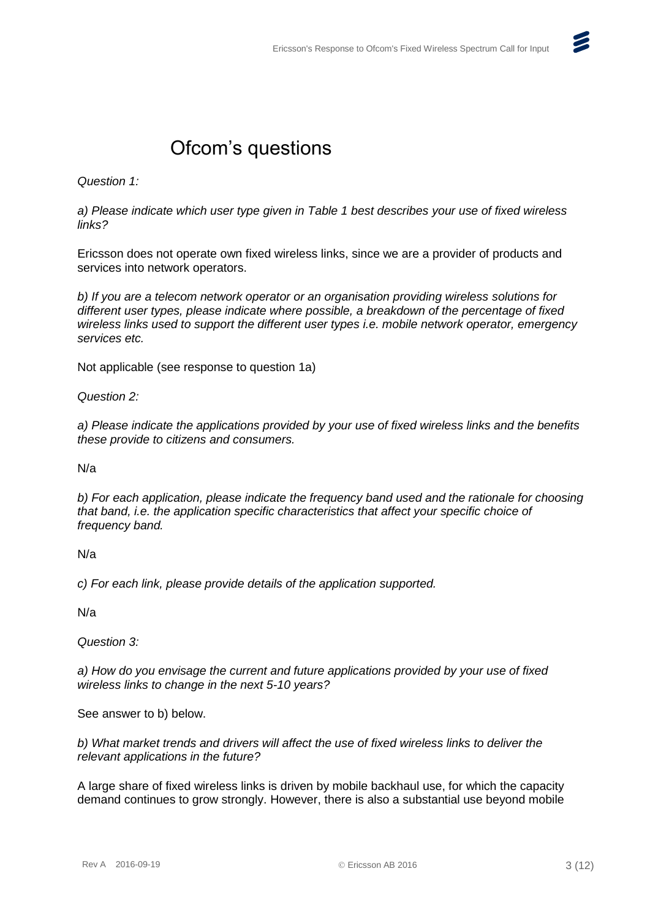# Ofcom's questions

*Question 1:*

*a) Please indicate which user type given in Table 1 best describes your use of fixed wireless links?*

Ericsson does not operate own fixed wireless links, since we are a provider of products and services into network operators.

*b) If you are a telecom network operator or an organisation providing wireless solutions for different user types, please indicate where possible, a breakdown of the percentage of fixed wireless links used to support the different user types i.e. mobile network operator, emergency services etc.*

Not applicable (see response to question 1a)

*Question 2:*

*a) Please indicate the applications provided by your use of fixed wireless links and the benefits these provide to citizens and consumers.*

N/a

*b) For each application, please indicate the frequency band used and the rationale for choosing that band, i.e. the application specific characteristics that affect your specific choice of frequency band.*

N/a

*c) For each link, please provide details of the application supported.*

N/a

*Question 3:*

*a) How do you envisage the current and future applications provided by your use of fixed wireless links to change in the next 5-10 years?*

See answer to b) below.

*b) What market trends and drivers will affect the use of fixed wireless links to deliver the relevant applications in the future?*

A large share of fixed wireless links is driven by mobile backhaul use, for which the capacity demand continues to grow strongly. However, there is also a substantial use beyond mobile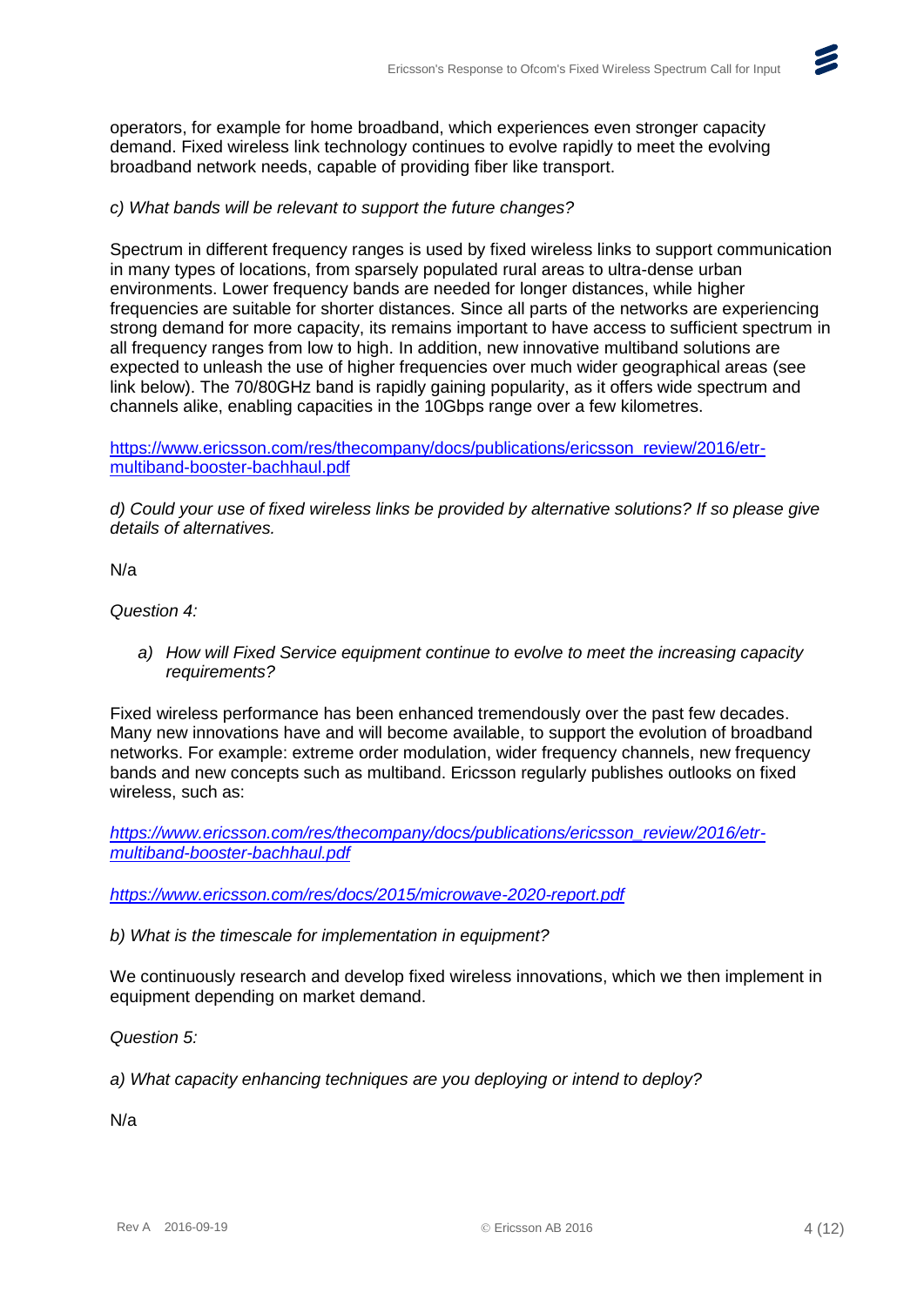operators, for example for home broadband, which experiences even stronger capacity demand. Fixed wireless link technology continues to evolve rapidly to meet the evolving broadband network needs, capable of providing fiber like transport.

*c) What bands will be relevant to support the future changes?*

Spectrum in different frequency ranges is used by fixed wireless links to support communication in many types of locations, from sparsely populated rural areas to ultra-dense urban environments. Lower frequency bands are needed for longer distances, while higher frequencies are suitable for shorter distances. Since all parts of the networks are experiencing strong demand for more capacity, its remains important to have access to sufficient spectrum in all frequency ranges from low to high. In addition, new innovative multiband solutions are expected to unleash the use of higher frequencies over much wider geographical areas (see link below). The 70/80GHz band is rapidly gaining popularity, as it offers wide spectrum and channels alike, enabling capacities in the 10Gbps range over a few kilometres.

https://www.ericsson.com/res/thecompany/docs/publications/ericsson_review/2016/etr-multiband-booster-bachhaul.pdf

*d) Could your use of fixed wireless links be provided by alternative solutions? If so please give details of alternatives.*

N/a

*Question 4:*

a) *How will Fixed Service equipment continue to evolve to meet the increasing capacity requirements?*

Fixed wireless performance has been enhanced tremendously over the past few decades. Many new innovations have and will become available, to support the evolution of broadband networks. For example: extreme order modulation, wider frequency channels, new frequency bands and new concepts such as multiband. Ericsson regularly publishes outlooks on fixed wireless, such as:

*https://www.ericsson.com/res/thecompany/docs/publications/ericsson_review/2016/etr-multiband-booster-bachhaul.pdf*

*https://www.ericsson.com/res/docs/2015/microwave-2020-report.pdf*

*b) What is the timescale for implementation in equipment?*

We continuously research and develop fixed wireless innovations, which we then implement in equipment depending on market demand.

*Question 5:*

*a) What capacity enhancing techniques are you deploying or intend to deploy?*

N/a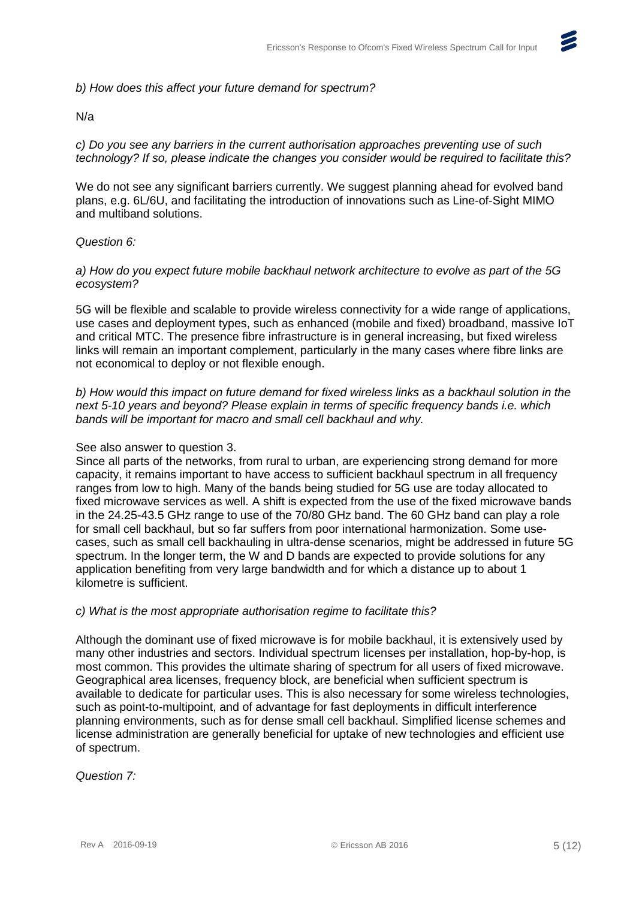*b) How does this affect your future demand for spectrum?*

N/a

*c) Do you see any barriers in the current authorisation approaches preventing use of such technology? If so, please indicate the changes you consider would be required to facilitate this?*

We do not see any significant barriers currently. We suggest planning ahead for evolved band plans, e.g. 6L/6U, and facilitating the introduction of innovations such as Line-of-Sight MIMO and multiband solutions.

*Question 6:*

*a) How do you expect future mobile backhaul network architecture to evolve as part of the 5G ecosystem?*

5G will be flexible and scalable to provide wireless connectivity for a wide range of applications, use cases and deployment types, such as enhanced (mobile and fixed) broadband, massive IoT and critical MTC. The presence fibre infrastructure is in general increasing, but fixed wireless links will remain an important complement, particularly in the many cases where fibre links are not economical to deploy or not flexible enough.

*b) How would this impact on future demand for fixed wireless links as a backhaul solution in the next 5-10 years and beyond? Please explain in terms of specific frequency bands i.e. which bands will be important for macro and small cell backhaul and why.*

See also answer to question 3.
Since all parts of the networks, from rural to urban, are experiencing strong demand for more capacity, it remains important to have access to sufficient backhaul spectrum in all frequency ranges from low to high. Many of the bands being studied for 5G use are today allocated to fixed microwave services as well. A shift is expected from the use of the fixed microwave bands in the 24.25-43.5 GHz range to use of the 70/80 GHz band. The 60 GHz band can play a role for small cell backhaul, but so far suffers from poor international harmonization. Some use-cases, such as small cell backhauling in ultra-dense scenarios, might be addressed in future 5G spectrum. In the longer term, the W and D bands are expected to provide solutions for any application benefiting from very large bandwidth and for which a distance up to about 1 kilometre is sufficient.

*c) What is the most appropriate authorisation regime to facilitate this?*

Although the dominant use of fixed microwave is for mobile backhaul, it is extensively used by many other industries and sectors. Individual spectrum licenses per installation, hop-by-hop, is most common. This provides the ultimate sharing of spectrum for all users of fixed microwave. Geographical area licenses, frequency block, are beneficial when sufficient spectrum is available to dedicate for particular uses. This is also necessary for some wireless technologies, such as point-to-multipoint, and of advantage for fast deployments in difficult interference planning environments, such as for dense small cell backhaul. Simplified license schemes and license administration are generally beneficial for uptake of new technologies and efficient use of spectrum.

*Question 7:*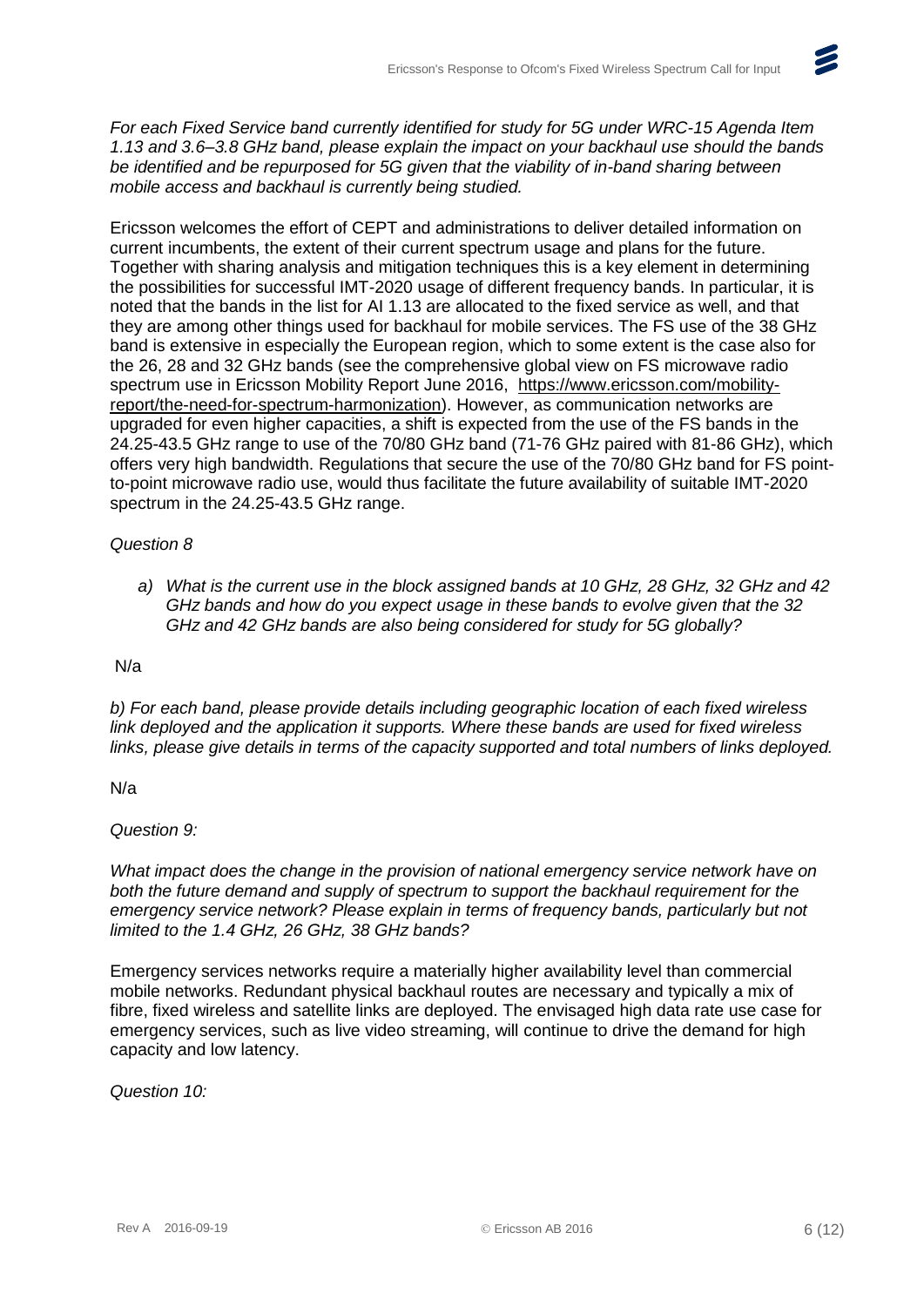*For each Fixed Service band currently identified for study for 5G under WRC-15 Agenda Item 1.13 and 3.6–3.8 GHz band, please explain the impact on your backhaul use should the bands be identified and be repurposed for 5G given that the viability of in-band sharing between mobile access and backhaul is currently being studied.*

Ericsson welcomes the effort of CEPT and administrations to deliver detailed information on current incumbents, the extent of their current spectrum usage and plans for the future. Together with sharing analysis and mitigation techniques this is a key element in determining the possibilities for successful IMT-2020 usage of different frequency bands. In particular, it is noted that the bands in the list for AI 1.13 are allocated to the fixed service as well, and that they are among other things used for backhaul for mobile services. The FS use of the 38 GHz band is extensive in especially the European region, which to some extent is the case also for the 26, 28 and 32 GHz bands (see the comprehensive global view on FS microwave radio spectrum use in Ericsson Mobility Report June 2016, [https://www.ericsson.com/mobility-report/the-need-for-spectrum-harmonization](https://www.ericsson.com/mobility-report/the-need-for-spectrum-harmonization)). However, as communication networks are upgraded for even higher capacities, a shift is expected from the use of the FS bands in the 24.25-43.5 GHz range to use of the 70/80 GHz band (71-76 GHz paired with 81-86 GHz), which offers very high bandwidth. Regulations that secure the use of the 70/80 GHz band for FS point-to-point microwave radio use, would thus facilitate the future availability of suitable IMT-2020 spectrum in the 24.25-43.5 GHz range.

*Question 8*

a) *What is the current use in the block assigned bands at 10 GHz, 28 GHz, 32 GHz and 42 GHz bands and how do you expect usage in these bands to evolve given that the 32 GHz and 42 GHz bands are also being considered for study for 5G globally?*

N/a

*b) For each band, please provide details including geographic location of each fixed wireless link deployed and the application it supports. Where these bands are used for fixed wireless links, please give details in terms of the capacity supported and total numbers of links deployed.*

N/a

*Question 9:*

*What impact does the change in the provision of national emergency service network have on both the future demand and supply of spectrum to support the backhaul requirement for the emergency service network? Please explain in terms of frequency bands, particularly but not limited to the 1.4 GHz, 26 GHz, 38 GHz bands?*

Emergency services networks require a materially higher availability level than commercial mobile networks. Redundant physical backhaul routes are necessary and typically a mix of fibre, fixed wireless and satellite links are deployed. The envisaged high data rate use case for emergency services, such as live video streaming, will continue to drive the demand for high capacity and low latency.

*Question 10:*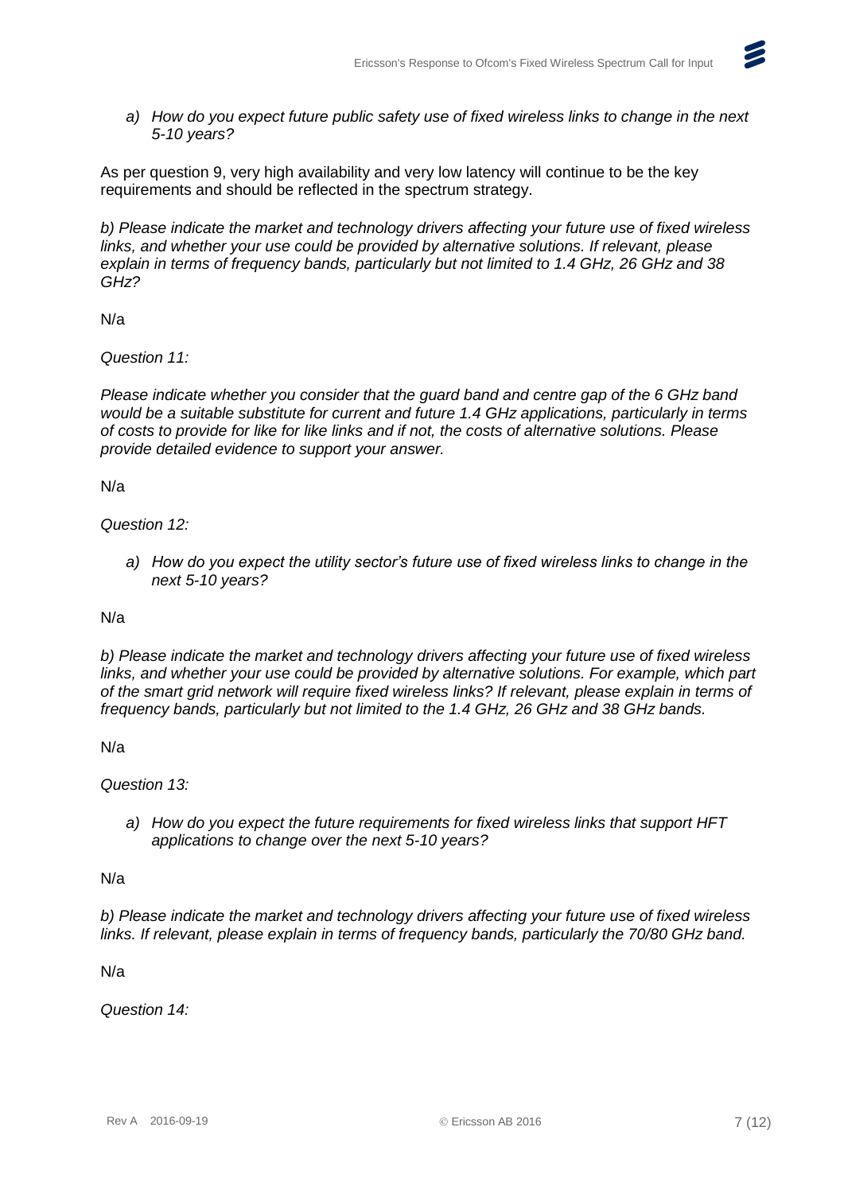a) *How do you expect future public safety use of fixed wireless links to change in the next 5-10 years?*

As per question 9, very high availability and very low latency will continue to be the key requirements and should be reflected in the spectrum strategy.

*b) Please indicate the market and technology drivers affecting your future use of fixed wireless links, and whether your use could be provided by alternative solutions. If relevant, please explain in terms of frequency bands, particularly but not limited to 1.4 GHz, 26 GHz and 38 GHz?*

N/a

*Question 11:*

*Please indicate whether you consider that the guard band and centre gap of the 6 GHz band would be a suitable substitute for current and future 1.4 GHz applications, particularly in terms of costs to provide for like for like links and if not, the costs of alternative solutions. Please provide detailed evidence to support your answer.*

N/a

*Question 12:*

a) *How do you expect the utility sector's future use of fixed wireless links to change in the next 5-10 years?*

N/a

*b) Please indicate the market and technology drivers affecting your future use of fixed wireless links, and whether your use could be provided by alternative solutions. For example, which part of the smart grid network will require fixed wireless links? If relevant, please explain in terms of frequency bands, particularly but not limited to the 1.4 GHz, 26 GHz and 38 GHz bands.*

N/a

*Question 13:*

a) *How do you expect the future requirements for fixed wireless links that support HFT applications to change over the next 5-10 years?*

N/a

*b) Please indicate the market and technology drivers affecting your future use of fixed wireless links. If relevant, please explain in terms of frequency bands, particularly the 70/80 GHz band.*

N/a

*Question 14:*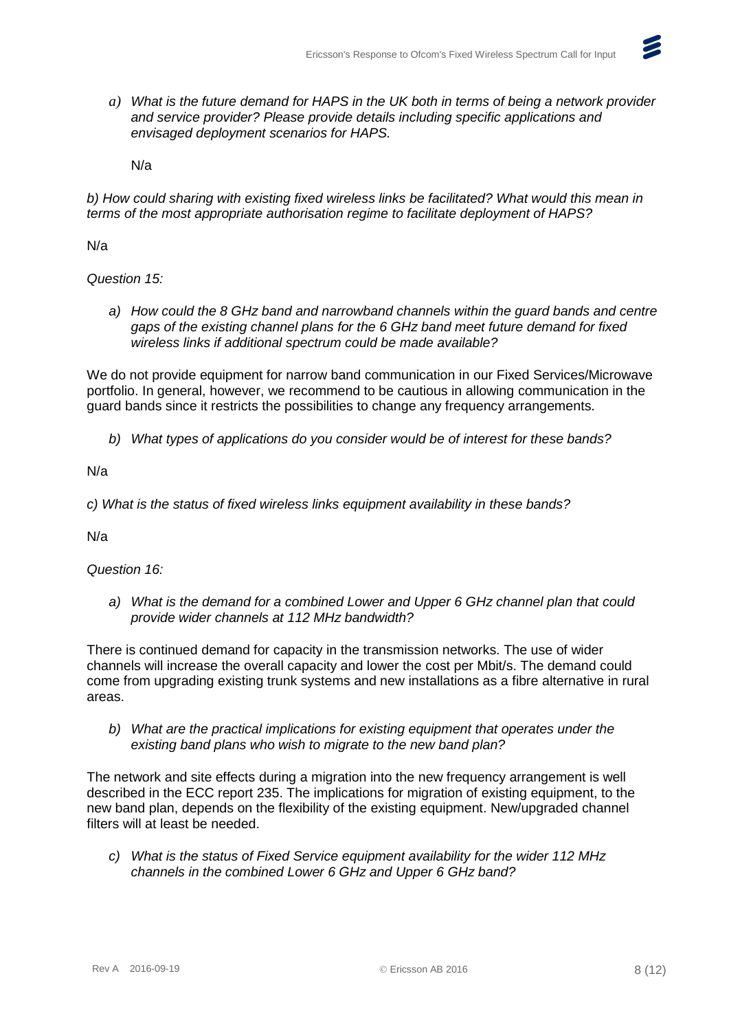*a) What is the future demand for HAPS in the UK both in terms of being a network provider and service provider? Please provide details including specific applications and envisaged deployment scenarios for HAPS.*

N/a

*b) How could sharing with existing fixed wireless links be facilitated? What would this mean in terms of the most appropriate authorisation regime to facilitate deployment of HAPS?*

N/a

*Question 15:*

*a) How could the 8 GHz band and narrowband channels within the guard bands and centre gaps of the existing channel plans for the 6 GHz band meet future demand for fixed wireless links if additional spectrum could be made available?*

We do not provide equipment for narrow band communication in our Fixed Services/Microwave portfolio. In general, however, we recommend to be cautious in allowing communication in the guard bands since it restricts the possibilities to change any frequency arrangements.

*b) What types of applications do you consider would be of interest for these bands?*

N/a

*c) What is the status of fixed wireless links equipment availability in these bands?*

N/a

*Question 16:*

*a) What is the demand for a combined Lower and Upper 6 GHz channel plan that could provide wider channels at 112 MHz bandwidth?*

There is continued demand for capacity in the transmission networks. The use of wider channels will increase the overall capacity and lower the cost per Mbit/s. The demand could come from upgrading existing trunk systems and new installations as a fibre alternative in rural areas.

*b) What are the practical implications for existing equipment that operates under the existing band plans who wish to migrate to the new band plan?*

The network and site effects during a migration into the new frequency arrangement is well described in the ECC report 235. The implications for migration of existing equipment, to the new band plan, depends on the flexibility of the existing equipment. New/upgraded channel filters will at least be needed.

*c) What is the status of Fixed Service equipment availability for the wider 112 MHz channels in the combined Lower 6 GHz and Upper 6 GHz band?*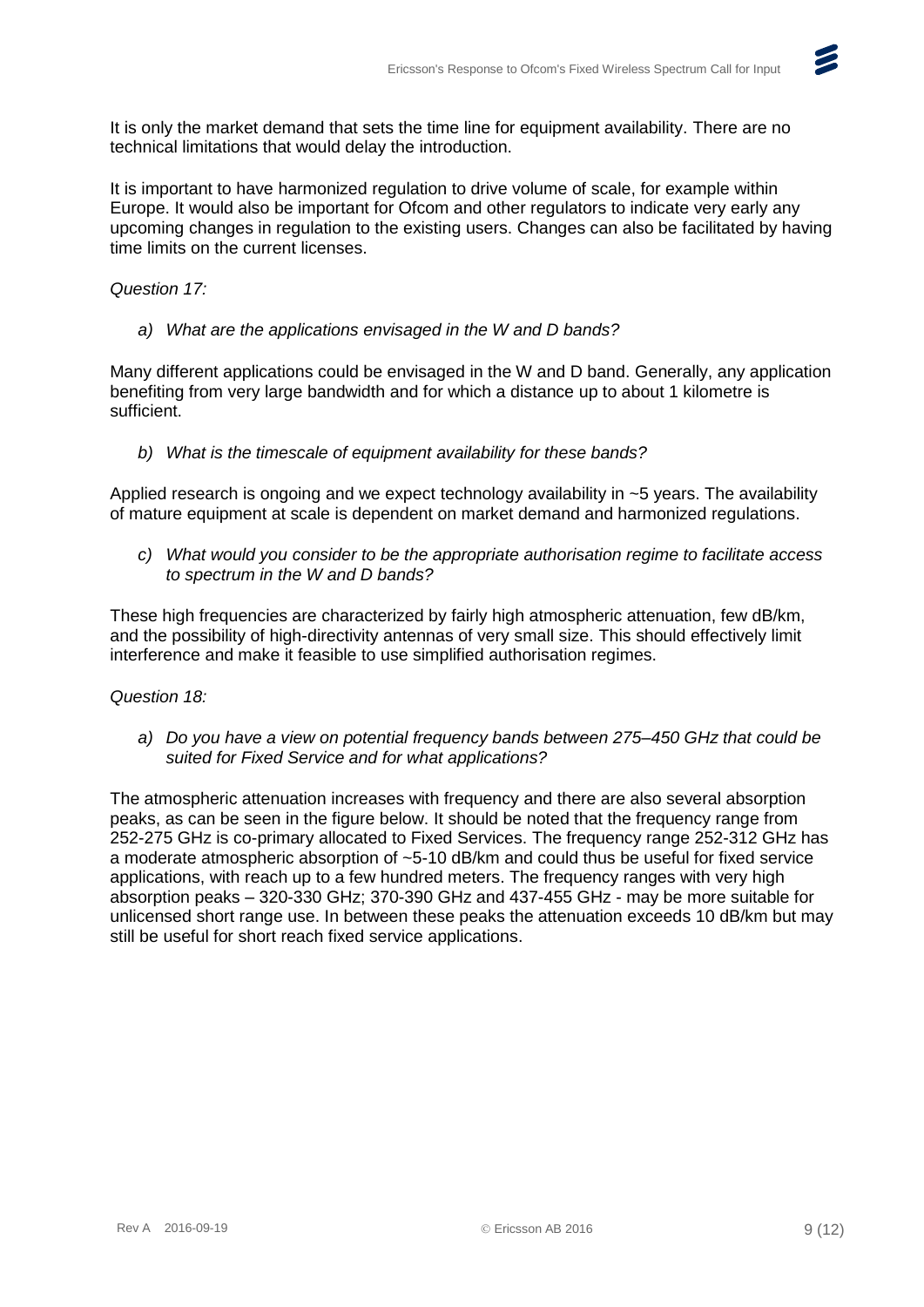It is only the market demand that sets the time line for equipment availability. There are no technical limitations that would delay the introduction.

It is important to have harmonized regulation to drive volume of scale, for example within Europe. It would also be important for Ofcom and other regulators to indicate very early any upcoming changes in regulation to the existing users. Changes can also be facilitated by having time limits on the current licenses.

*Question 17:*

a) *What are the applications envisaged in the W and D bands?*

Many different applications could be envisaged in the W and D band. Generally, any application benefiting from very large bandwidth and for which a distance up to about 1 kilometre is sufficient.

b) *What is the timescale of equipment availability for these bands?*

Applied research is ongoing and we expect technology availability in ~5 years. The availability of mature equipment at scale is dependent on market demand and harmonized regulations.

c) *What would you consider to be the appropriate authorisation regime to facilitate access to spectrum in the W and D bands?*

These high frequencies are characterized by fairly high atmospheric attenuation, few dB/km, and the possibility of high-directivity antennas of very small size. This should effectively limit interference and make it feasible to use simplified authorisation regimes.

*Question 18:*

a) *Do you have a view on potential frequency bands between 275–450 GHz that could be suited for Fixed Service and for what applications?*

The atmospheric attenuation increases with frequency and there are also several absorption peaks, as can be seen in the figure below. It should be noted that the frequency range from 252-275 GHz is co-primary allocated to Fixed Services. The frequency range 252-312 GHz has a moderate atmospheric absorption of ~5-10 dB/km and could thus be useful for fixed service applications, with reach up to a few hundred meters. The frequency ranges with very high absorption peaks – 320-330 GHz; 370-390 GHz and 437-455 GHz - may be more suitable for unlicensed short range use. In between these peaks the attenuation exceeds 10 dB/km but may still be useful for short reach fixed service applications.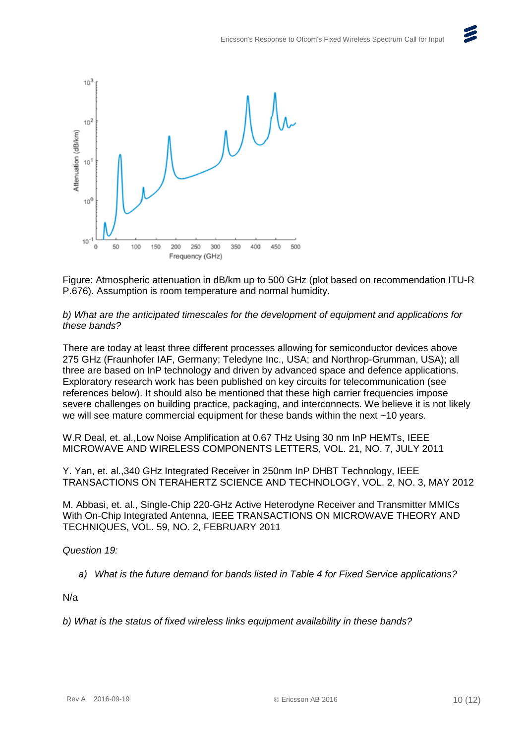Figure: Atmospheric attenuation in dB/km up to 500 GHz (plot based on recommendation ITU-R P.676). Assumption is room temperature and normal humidity.

*b) What are the anticipated timescales for the development of equipment and applications for these bands?*

There are today at least three different processes allowing for semiconductor devices above 275 GHz (Fraunhofer IAF, Germany; Teledyne Inc., USA; and Northrop-Grumman, USA); all three are based on InP technology and driven by advanced space and defence applications. Exploratory research work has been published on key circuits for telecommunication (see references below). It should also be mentioned that these high carrier frequencies impose severe challenges on building practice, packaging, and interconnects. We believe it is not likely we will see mature commercial equipment for these bands within the next ~10 years.

W.R Deal, et. al.,Low Noise Amplification at 0.67 THz Using 30 nm InP HEMTs, IEEE MICROWAVE AND WIRELESS COMPONENTS LETTERS, VOL. 21, NO. 7, JULY 2011

Y. Yan, et. al.,340 GHz Integrated Receiver in 250nm InP DHBT Technology, IEEE TRANSACTIONS ON TERAHERTZ SCIENCE AND TECHNOLOGY, VOL. 2, NO. 3, MAY 2012

M. Abbasi, et. al., Single-Chip 220-GHz Active Heterodyne Receiver and Transmitter MMICs With On-Chip Integrated Antenna, IEEE TRANSACTIONS ON MICROWAVE THEORY AND TECHNIQUES, VOL. 59, NO. 2, FEBRUARY 2011

*Question 19:*

*a) What is the future demand for bands listed in Table 4 for Fixed Service applications?*

N/a

*b) What is the status of fixed wireless links equipment availability in these bands?*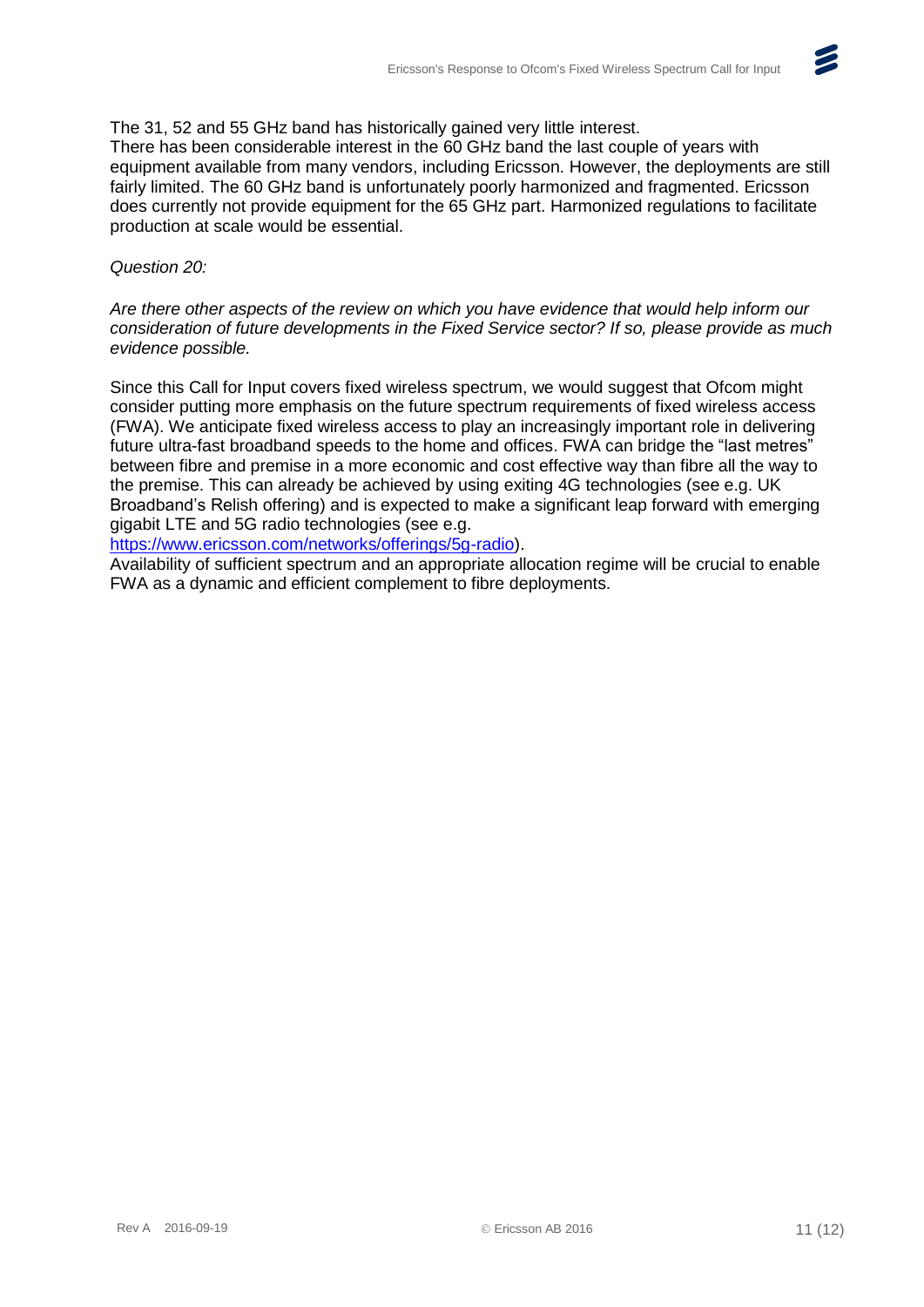The 31, 52 and 55 GHz band has historically gained very little interest.
There has been considerable interest in the 60 GHz band the last couple of years with equipment available from many vendors, including Ericsson. However, the deployments are still fairly limited. The 60 GHz band is unfortunately poorly harmonized and fragmented. Ericsson does currently not provide equipment for the 65 GHz part. Harmonized regulations to facilitate production at scale would be essential.

*Question 20:*

*Are there other aspects of the review on which you have evidence that would help inform our consideration of future developments in the Fixed Service sector? If so, please provide as much evidence possible.*

Since this Call for Input covers fixed wireless spectrum, we would suggest that Ofcom might consider putting more emphasis on the future spectrum requirements of fixed wireless access (FWA). We anticipate fixed wireless access to play an increasingly important role in delivering future ultra-fast broadband speeds to the home and offices. FWA can bridge the "last metres" between fibre and premise in a more economic and cost effective way than fibre all the way to the premise. This can already be achieved by using exiting 4G technologies (see e.g. UK Broadband's Relish offering) and is expected to make a significant leap forward with emerging gigabit LTE and 5G radio technologies (see e.g. [https://www.ericsson.com/networks/offerings/5g-radio](https://www.ericsson.com/networks/offerings/5g-radio)).
Availability of sufficient spectrum and an appropriate allocation regime will be crucial to enable FWA as a dynamic and efficient complement to fibre deployments.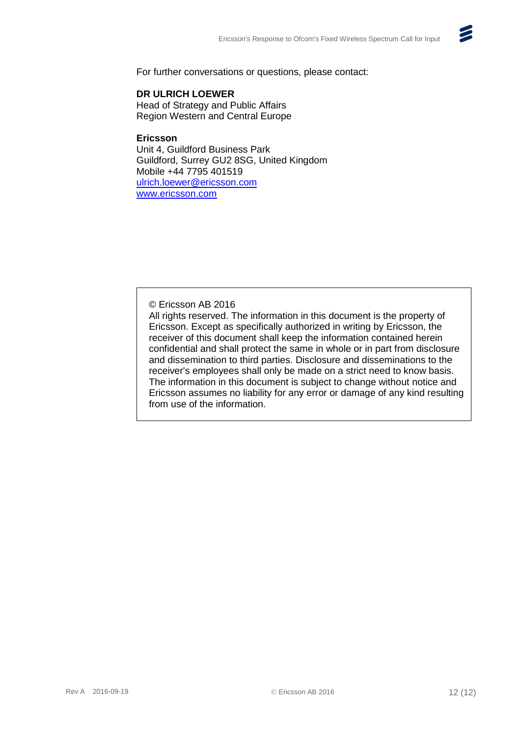For further conversations or questions, please contact:

**DR ULRICH LOEWER**
Head of Strategy and Public Affairs
Region Western and Central Europe

**Ericsson**
Unit 4, Guildford Business Park
Guildford, Surrey GU2 8SG, United Kingdom
Mobile +44 7795 401519
ulrich.loewer@ericsson.com
www.ericsson.com

© Ericsson AB 2016
All rights reserved. The information in this document is the property of Ericsson. Except as specifically authorized in writing by Ericsson, the receiver of this document shall keep the information contained herein confidential and shall protect the same in whole or in part from disclosure and dissemination to third parties. Disclosure and disseminations to the receiver's employees shall only be made on a strict need to know basis. The information in this document is subject to change without notice and Ericsson assumes no liability for any error or damage of any kind resulting from use of the information.